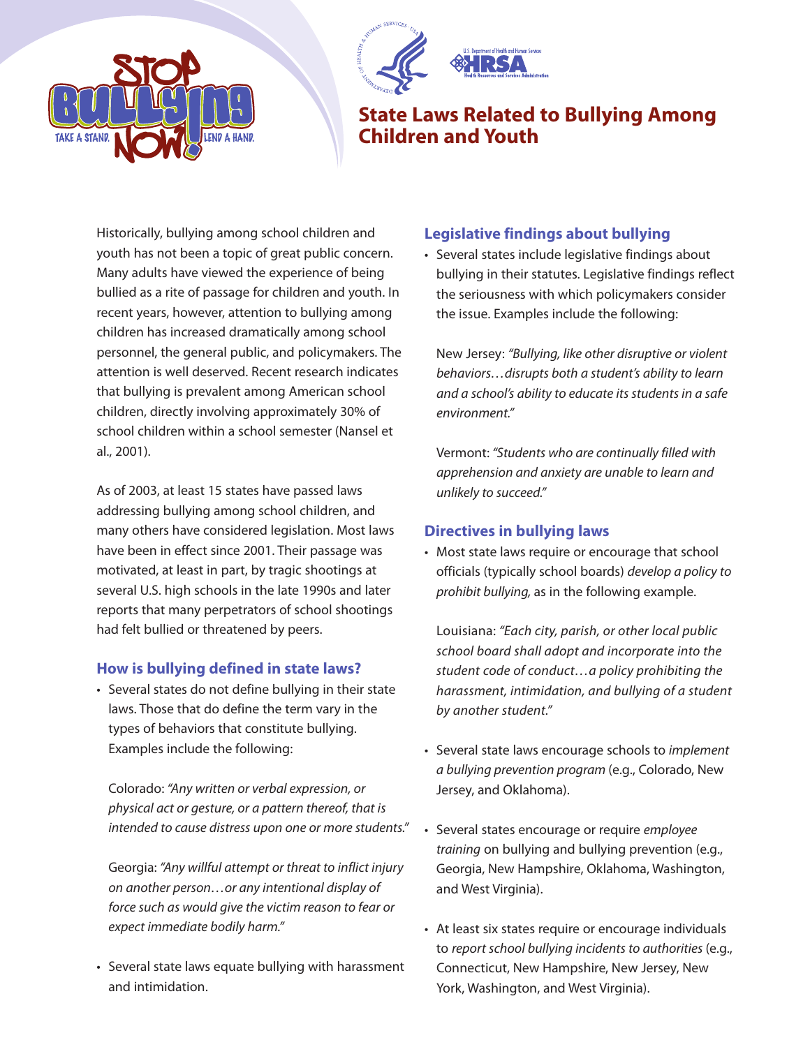# State Laws Related to Bullying Among Children and Youth

Historically, bullying among school children and youth has not been a topic of great public concern. Many adults have viewed the experience of being bullied as a rite of passage for children and youth. In recent years, however, attention to bullying among children has increased dramatically among school personnel, the general public, and policymakers. The attention is well deserved. Recent research indicates that bullying is prevalent among American school children, directly involving approximately 30% of school children within a school semester (Nansel et al., 2001).

As of 2003, at least 15 states have passed laws addressing bullying among school children, and many others have considered legislation. Most laws have been in effect since 2001. Their passage was motivated, at least in part, by tragic shootings at several U.S. high schools in the late 1990s and later reports that many perpetrators of school shootings had felt bullied or threatened by peers.

## How is bullying defined in state laws?

- Several states do not define bullying in their state laws. Those that do define the term vary in the types of behaviors that constitute bullying. Examples include the following:

  Colorado: *"Any written or verbal expression, or physical act or gesture, or a pattern thereof, that is intended to cause distress upon one or more students."*

  Georgia: *"Any willful attempt or threat to inflict injury on another person…or any intentional display of force such as would give the victim reason to fear or expect immediate bodily harm."*

- Several state laws equate bullying with harassment and intimidation.

## Legislative findings about bullying

- Several states include legislative findings about bullying in their statutes. Legislative findings reflect the seriousness with which policymakers consider the issue. Examples include the following:

  New Jersey: *"Bullying, like other disruptive or violent behaviors…disrupts both a student's ability to learn and a school's ability to educate its students in a safe environment."*

  Vermont: *"Students who are continually filled with apprehension and anxiety are unable to learn and unlikely to succeed."*

## Directives in bullying laws

- Most state laws require or encourage that school officials (typically school boards) *develop a policy to prohibit bullying,* as in the following example.

  Louisiana: *"Each city, parish, or other local public school board shall adopt and incorporate into the student code of conduct…a policy prohibiting the harassment, intimidation, and bullying of a student by another student."*

- Several state laws encourage schools to *implement a bullying prevention program* (e.g., Colorado, New Jersey, and Oklahoma).

- Several states encourage or require *employee training* on bullying and bullying prevention (e.g., Georgia, New Hampshire, Oklahoma, Washington, and West Virginia).

- At least six states require or encourage individuals to *report school bullying incidents to authorities* (e.g., Connecticut, New Hampshire, New Jersey, New York, Washington, and West Virginia).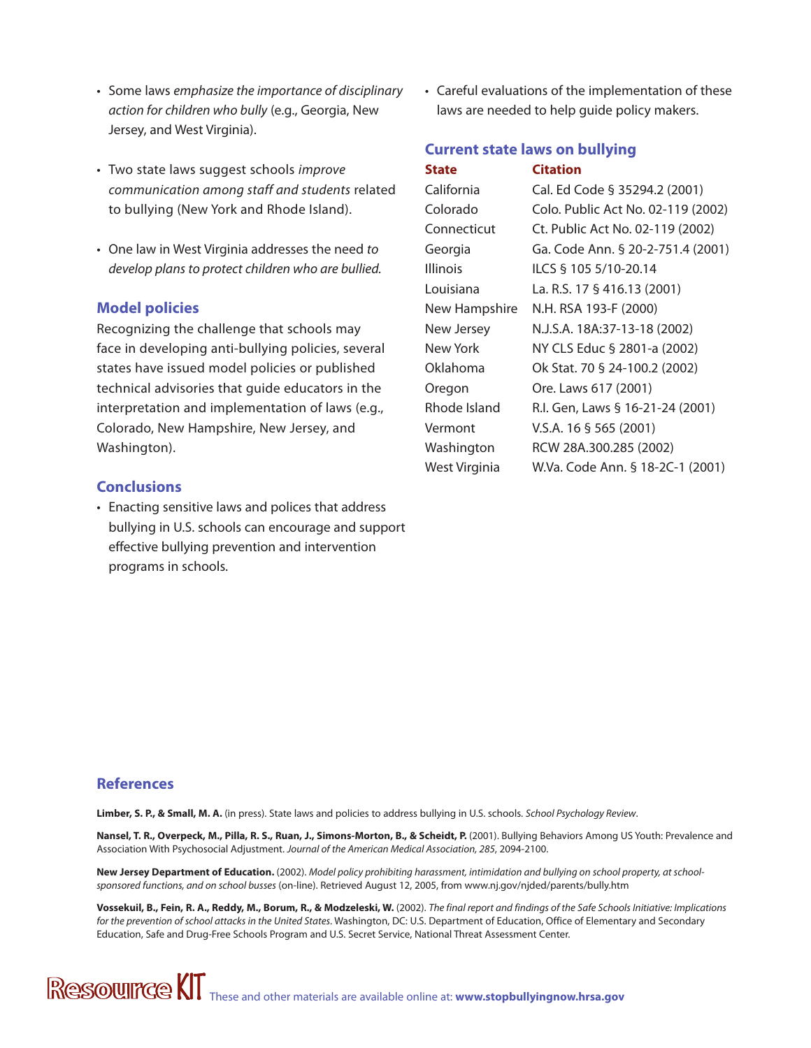- Some laws *emphasize the importance of disciplinary action for children who bully* (e.g., Georgia, New Jersey, and West Virginia).

- Two state laws suggest schools *improve communication among staff and students* related to bullying (New York and Rhode Island).

- One law in West Virginia addresses the need *to develop plans to protect children who are bullied.*

## Model policies

Recognizing the challenge that schools may face in developing anti-bullying policies, several states have issued model policies or published technical advisories that guide educators in the interpretation and implementation of laws (e.g., Colorado, New Hampshire, New Jersey, and Washington).

## Conclusions

- Enacting sensitive laws and polices that address bullying in U.S. schools can encourage and support effective bullying prevention and intervention programs in schools.

- Careful evaluations of the implementation of these laws are needed to help guide policy makers.

## Current state laws on bullying

| State | Citation |
|---|---|
| California | Cal. Ed Code § 35294.2 (2001) |
| Colorado | Colo. Public Act No. 02-119 (2002) |
| Connecticut | Ct. Public Act No. 02-119 (2002) |
| Georgia | Ga. Code Ann. § 20-2-751.4 (2001) |
| Illinois | ILCS § 105 5/10-20.14 |
| Louisiana | La. R.S. 17 § 416.13 (2001) |
| New Hampshire | N.H. RSA 193-F (2000) |
| New Jersey | N.J.S.A. 18A:37-13-18 (2002) |
| New York | NY CLS Educ § 2801-a (2002) |
| Oklahoma | Ok Stat. 70 § 24-100.2 (2002) |
| Oregon | Ore. Laws 617 (2001) |
| Rhode Island | R.I. Gen, Laws § 16-21-24 (2001) |
| Vermont | V.S.A. 16 § 565 (2001) |
| Washington | RCW 28A.300.285 (2002) |
| West Virginia | W.Va. Code Ann. § 18-2C-1 (2001) |

## References

**Limber, S. P., & Small, M. A.** (in press). State laws and policies to address bullying in U.S. schools. *School Psychology Review*.

**Nansel, T. R., Overpeck, M., Pilla, R. S., Ruan, J., Simons-Morton, B., & Scheidt, P.** (2001). Bullying Behaviors Among US Youth: Prevalence and Association With Psychosocial Adjustment. *Journal of the American Medical Association, 285*, 2094-2100.

**New Jersey Department of Education.** (2002). *Model policy prohibiting harassment, intimidation and bullying on school property, at school-sponsored functions, and on school busses* (on-line). Retrieved August 12, 2005, from www.nj.gov/njded/parents/bully.htm

**Vossekuil, B., Fein, R. A., Reddy, M., Borum, R., & Modzeleski, W.** (2002). *The final report and findings of the Safe Schools Initiative: Implications for the prevention of school attacks in the United States.* Washington, DC: U.S. Department of Education, Office of Elementary and Secondary Education, Safe and Drug-Free Schools Program and U.S. Secret Service, National Threat Assessment Center.

Resource KIT These and other materials are available online at: **www.stopbullyingnow.hrsa.gov**